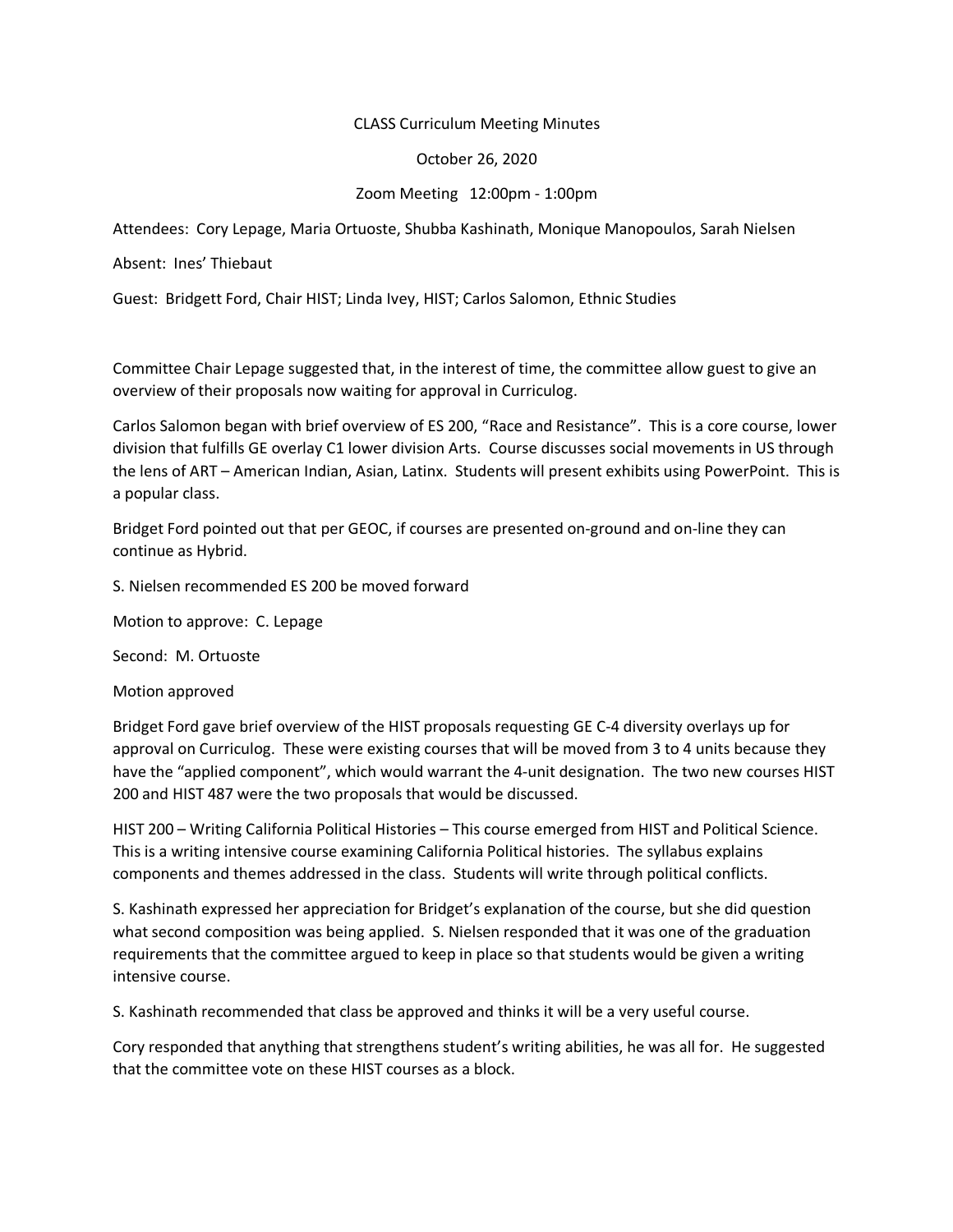CLASS Curriculum Meeting Minutes

October 26, 2020

Zoom Meeting 12:00pm - 1:00pm

Attendees: Cory Lepage, Maria Ortuoste, Shubba Kashinath, Monique Manopoulos, Sarah Nielsen

Absent: Ines' Thiebaut

Guest: Bridgett Ford, Chair HIST; Linda Ivey, HIST; Carlos Salomon, Ethnic Studies

Committee Chair Lepage suggested that, in the interest of time, the committee allow guest to give an overview of their proposals now waiting for approval in Curriculog.

Carlos Salomon began with brief overview of ES 200, "Race and Resistance". This is a core course, lower division that fulfills GE overlay C1 lower division Arts. Course discusses social movements in US through the lens of ART – American Indian, Asian, Latinx. Students will present exhibits using PowerPoint. This is a popular class.

Bridget Ford pointed out that per GEOC, if courses are presented on-ground and on-line they can continue as Hybrid.

S. Nielsen recommended ES 200 be moved forward

Motion to approve: C. Lepage

Second: M. Ortuoste

Motion approved

Bridget Ford gave brief overview of the HIST proposals requesting GE C-4 diversity overlays up for approval on Curriculog. These were existing courses that will be moved from 3 to 4 units because they have the "applied component", which would warrant the 4-unit designation. The two new courses HIST 200 and HIST 487 were the two proposals that would be discussed.

HIST 200 – Writing California Political Histories – This course emerged from HIST and Political Science. This is a writing intensive course examining California Political histories. The syllabus explains components and themes addressed in the class. Students will write through political conflicts.

S. Kashinath expressed her appreciation for Bridget's explanation of the course, but she did question what second composition was being applied. S. Nielsen responded that it was one of the graduation requirements that the committee argued to keep in place so that students would be given a writing intensive course.

S. Kashinath recommended that class be approved and thinks it will be a very useful course.

Cory responded that anything that strengthens student's writing abilities, he was all for. He suggested that the committee vote on these HIST courses as a block.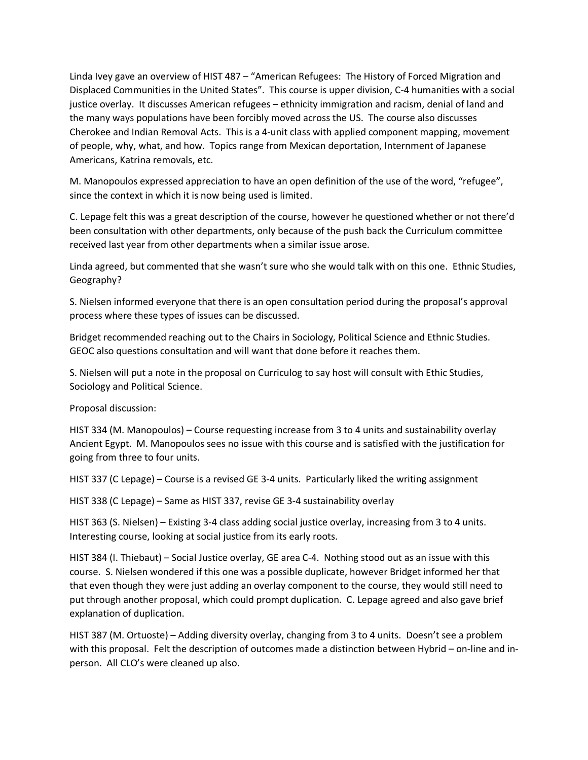Linda Ivey gave an overview of HIST 487 – "American Refugees: The History of Forced Migration and Displaced Communities in the United States". This course is upper division, C-4 humanities with a social justice overlay. It discusses American refugees – ethnicity immigration and racism, denial of land and the many ways populations have been forcibly moved across the US. The course also discusses Cherokee and Indian Removal Acts. This is a 4-unit class with applied component mapping, movement of people, why, what, and how. Topics range from Mexican deportation, Internment of Japanese Americans, Katrina removals, etc.

M. Manopoulos expressed appreciation to have an open definition of the use of the word, "refugee", since the context in which it is now being used is limited.

C. Lepage felt this was a great description of the course, however he questioned whether or not there'd been consultation with other departments, only because of the push back the Curriculum committee received last year from other departments when a similar issue arose.

Linda agreed, but commented that she wasn't sure who she would talk with on this one. Ethnic Studies, Geography?

S. Nielsen informed everyone that there is an open consultation period during the proposal's approval process where these types of issues can be discussed.

Bridget recommended reaching out to the Chairs in Sociology, Political Science and Ethnic Studies. GEOC also questions consultation and will want that done before it reaches them.

S. Nielsen will put a note in the proposal on Curriculog to say host will consult with Ethic Studies, Sociology and Political Science.

Proposal discussion:

HIST 334 (M. Manopoulos) – Course requesting increase from 3 to 4 units and sustainability overlay Ancient Egypt. M. Manopoulos sees no issue with this course and is satisfied with the justification for going from three to four units.

HIST 337 (C Lepage) – Course is a revised GE 3-4 units. Particularly liked the writing assignment

HIST 338 (C Lepage) – Same as HIST 337, revise GE 3-4 sustainability overlay

HIST 363 (S. Nielsen) – Existing 3-4 class adding social justice overlay, increasing from 3 to 4 units. Interesting course, looking at social justice from its early roots.

HIST 384 (I. Thiebaut) – Social Justice overlay, GE area C-4. Nothing stood out as an issue with this course. S. Nielsen wondered if this one was a possible duplicate, however Bridget informed her that that even though they were just adding an overlay component to the course, they would still need to put through another proposal, which could prompt duplication. C. Lepage agreed and also gave brief explanation of duplication.

HIST 387 (M. Ortuoste) – Adding diversity overlay, changing from 3 to 4 units. Doesn't see a problem with this proposal. Felt the description of outcomes made a distinction between Hybrid – on-line and in-person. All CLO's were cleaned up also.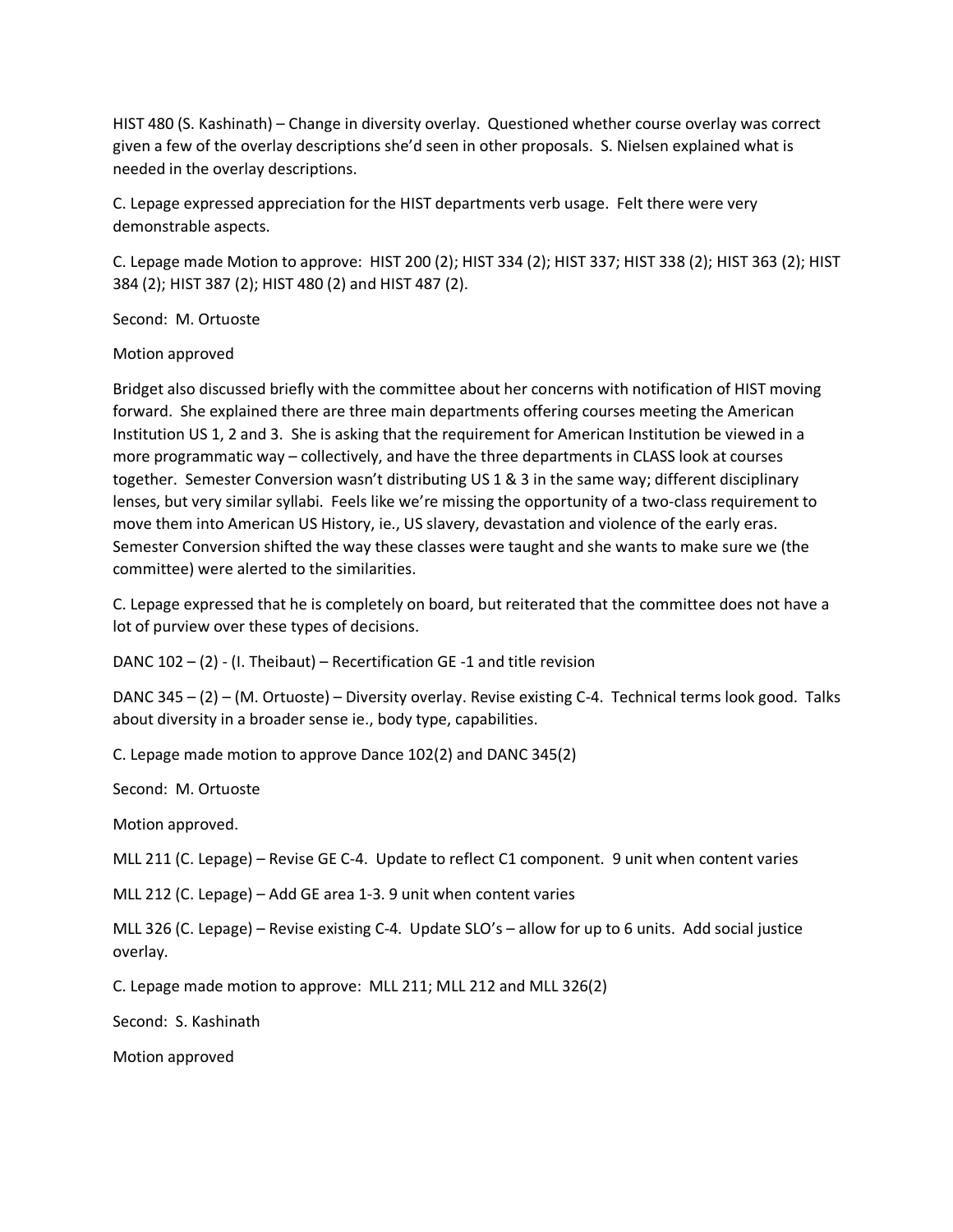HIST 480 (S. Kashinath) – Change in diversity overlay. Questioned whether course overlay was correct given a few of the overlay descriptions she'd seen in other proposals. S. Nielsen explained what is needed in the overlay descriptions.

C. Lepage expressed appreciation for the HIST departments verb usage. Felt there were very demonstrable aspects.

C. Lepage made Motion to approve: HIST 200 (2); HIST 334 (2); HIST 337; HIST 338 (2); HIST 363 (2); HIST 384 (2); HIST 387 (2); HIST 480 (2) and HIST 487 (2).

Second: M. Ortuoste

Motion approved

Bridget also discussed briefly with the committee about her concerns with notification of HIST moving forward. She explained there are three main departments offering courses meeting the American Institution US 1, 2 and 3. She is asking that the requirement for American Institution be viewed in a more programmatic way – collectively, and have the three departments in CLASS look at courses together. Semester Conversion wasn't distributing US 1 & 3 in the same way; different disciplinary lenses, but very similar syllabi. Feels like we're missing the opportunity of a two-class requirement to move them into American US History, ie., US slavery, devastation and violence of the early eras. Semester Conversion shifted the way these classes were taught and she wants to make sure we (the committee) were alerted to the similarities.

C. Lepage expressed that he is completely on board, but reiterated that the committee does not have a lot of purview over these types of decisions.

DANC 102 – (2) - (I. Theibaut) – Recertification GE -1 and title revision

DANC 345 – (2) – (M. Ortuoste) – Diversity overlay. Revise existing C-4. Technical terms look good. Talks about diversity in a broader sense ie., body type, capabilities.

C. Lepage made motion to approve Dance 102(2) and DANC 345(2)

Second: M. Ortuoste

Motion approved.

MLL 211 (C. Lepage) – Revise GE C-4. Update to reflect C1 component. 9 unit when content varies

MLL 212 (C. Lepage) – Add GE area 1-3. 9 unit when content varies

MLL 326 (C. Lepage) – Revise existing C-4. Update SLO's – allow for up to 6 units. Add social justice overlay.

C. Lepage made motion to approve: MLL 211; MLL 212 and MLL 326(2)

Second: S. Kashinath

Motion approved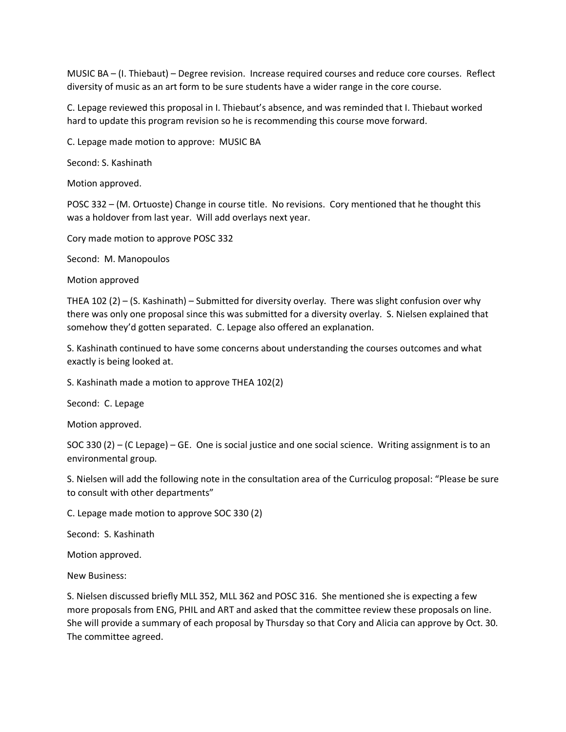MUSIC BA – (I. Thiebaut) – Degree revision. Increase required courses and reduce core courses. Reflect diversity of music as an art form to be sure students have a wider range in the core course.

C. Lepage reviewed this proposal in I. Thiebaut's absence, and was reminded that I. Thiebaut worked hard to update this program revision so he is recommending this course move forward.

C. Lepage made motion to approve: MUSIC BA

Second: S. Kashinath

Motion approved.

POSC 332 – (M. Ortuoste) Change in course title. No revisions. Cory mentioned that he thought this was a holdover from last year. Will add overlays next year.

Cory made motion to approve POSC 332

Second: M. Manopoulos

Motion approved

THEA 102 (2) – (S. Kashinath) – Submitted for diversity overlay. There was slight confusion over why there was only one proposal since this was submitted for a diversity overlay. S. Nielsen explained that somehow they'd gotten separated. C. Lepage also offered an explanation.

S. Kashinath continued to have some concerns about understanding the courses outcomes and what exactly is being looked at.

S. Kashinath made a motion to approve THEA 102(2)

Second: C. Lepage

Motion approved.

SOC 330 (2) – (C Lepage) – GE. One is social justice and one social science. Writing assignment is to an environmental group.

S. Nielsen will add the following note in the consultation area of the Curriculog proposal: "Please be sure to consult with other departments"

C. Lepage made motion to approve SOC 330 (2)

Second: S. Kashinath

Motion approved.

New Business:

S. Nielsen discussed briefly MLL 352, MLL 362 and POSC 316. She mentioned she is expecting a few more proposals from ENG, PHIL and ART and asked that the committee review these proposals on line. She will provide a summary of each proposal by Thursday so that Cory and Alicia can approve by Oct. 30. The committee agreed.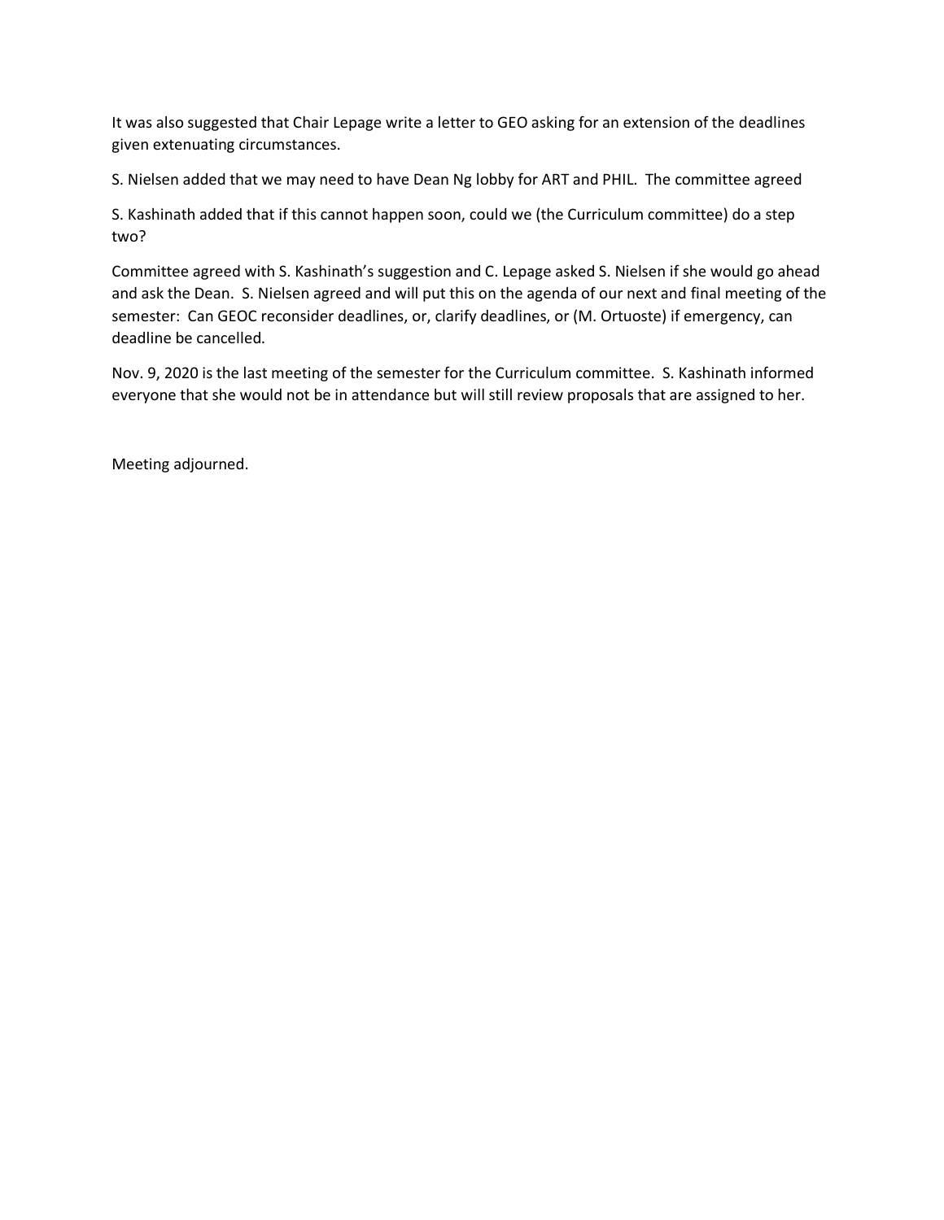It was also suggested that Chair Lepage write a letter to GEO asking for an extension of the deadlines given extenuating circumstances.

S. Nielsen added that we may need to have Dean Ng lobby for ART and PHIL. The committee agreed

S. Kashinath added that if this cannot happen soon, could we (the Curriculum committee) do a step two?

Committee agreed with S. Kashinath's suggestion and C. Lepage asked S. Nielsen if she would go ahead and ask the Dean. S. Nielsen agreed and will put this on the agenda of our next and final meeting of the semester: Can GEOC reconsider deadlines, or, clarify deadlines, or (M. Ortuoste) if emergency, can deadline be cancelled.

Nov. 9, 2020 is the last meeting of the semester for the Curriculum committee. S. Kashinath informed everyone that she would not be in attendance but will still review proposals that are assigned to her.

Meeting adjourned.